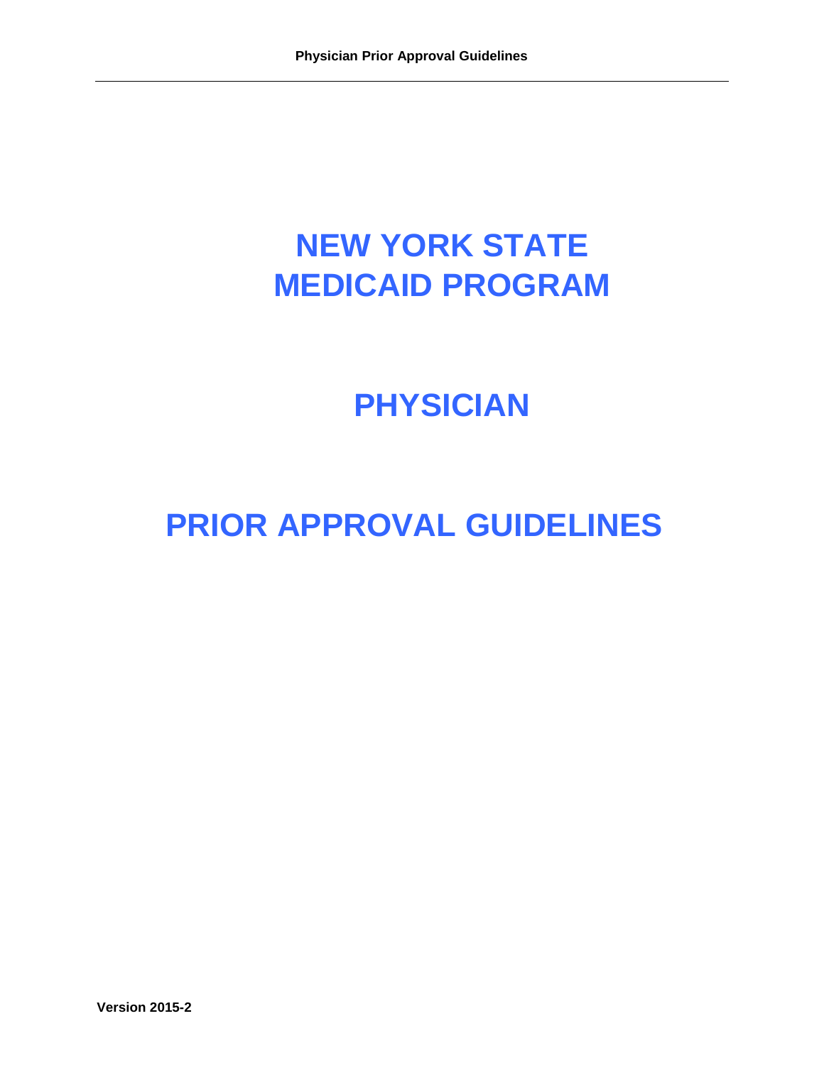# NEW YORK STATE MEDICAID PROGRAM

# PHYSICIAN

# PRIOR APPROVAL GUIDELINES

**Version 2015-2**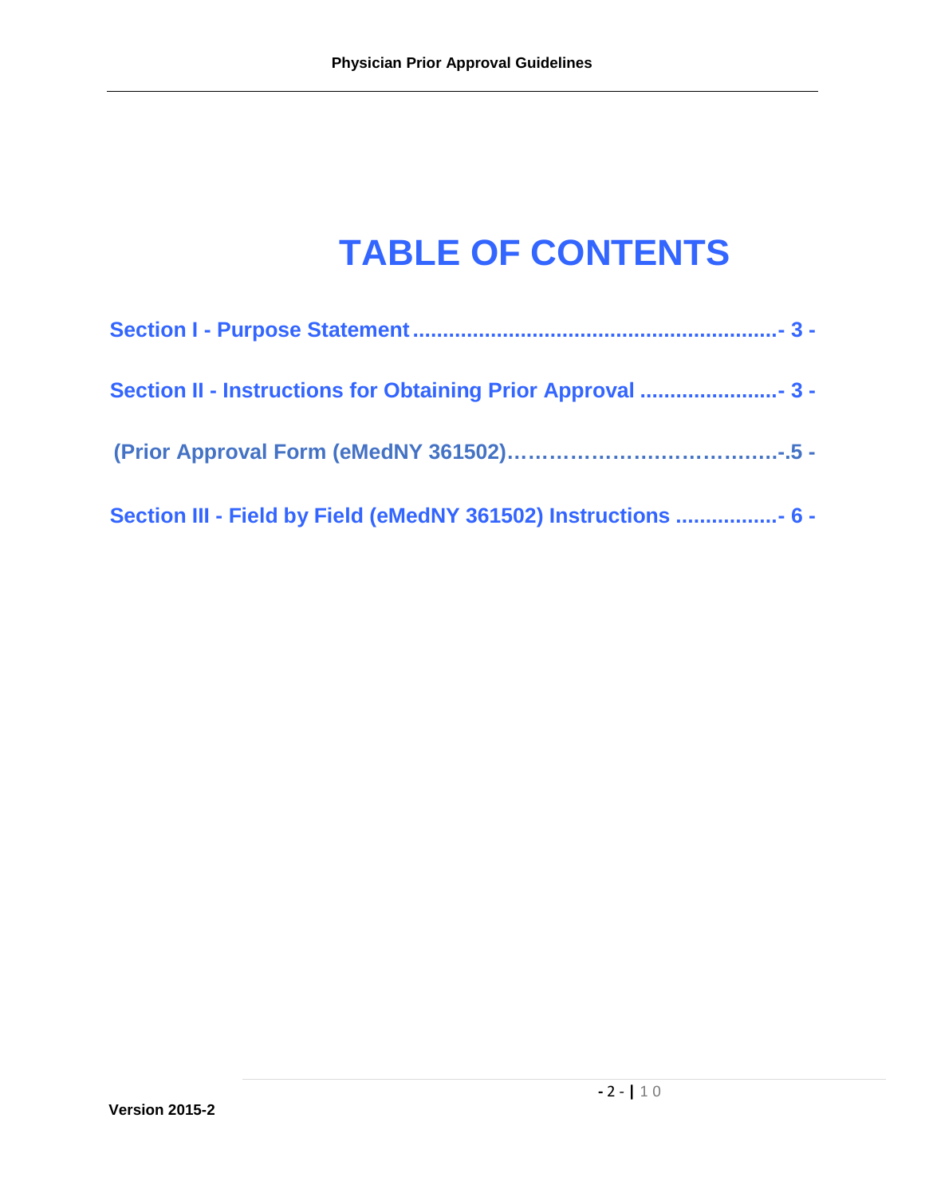# TABLE OF CONTENTS

**Section I - Purpose Statement ............................................................- 3 -**

**Section II - Instructions for Obtaining Prior Approval .......................- 3 -**

**(Prior Approval Form (eMedNY 361502)……………………………….-.5 -**

**Section III - Field by Field (eMedNY 361502) Instructions .................- 6 -**

**Version 2015-2**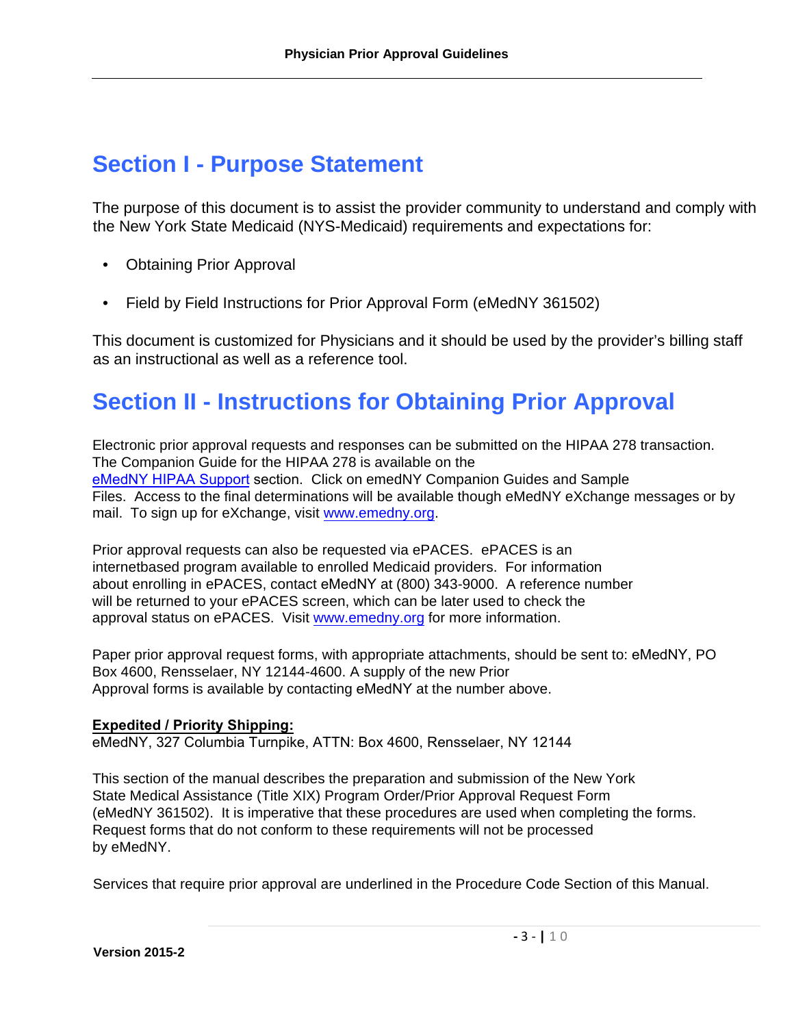# Section I - Purpose Statement

The purpose of this document is to assist the provider community to understand and comply with the New York State Medicaid (NYS-Medicaid) requirements and expectations for:

- Obtaining Prior Approval
- Field by Field Instructions for Prior Approval Form (eMedNY 361502)

This document is customized for Physicians and it should be used by the provider's billing staff as an instructional as well as a reference tool.

# Section II - Instructions for Obtaining Prior Approval

Electronic prior approval requests and responses can be submitted on the HIPAA 278 transaction. The Companion Guide for the HIPAA 278 is available on the eMedNY HIPAA Support section. Click on emedNY Companion Guides and Sample Files. Access to the final determinations will be available though eMedNY eXchange messages or by mail. To sign up for eXchange, visit www.emedny.org.

Prior approval requests can also be requested via ePACES. ePACES is an internetbased program available to enrolled Medicaid providers. For information about enrolling in ePACES, contact eMedNY at (800) 343-9000. A reference number will be returned to your ePACES screen, which can be later used to check the approval status on ePACES. Visit www.emedny.org for more information.

Paper prior approval request forms, with appropriate attachments, should be sent to: eMedNY, PO Box 4600, Rensselaer, NY 12144-4600. A supply of the new Prior Approval forms is available by contacting eMedNY at the number above.

**Expedited / Priority Shipping:**
eMedNY, 327 Columbia Turnpike, ATTN: Box 4600, Rensselaer, NY 12144

This section of the manual describes the preparation and submission of the New York State Medical Assistance (Title XIX) Program Order/Prior Approval Request Form (eMedNY 361502). It is imperative that these procedures are used when completing the forms. Request forms that do not conform to these requirements will not be processed by eMedNY.

Services that require prior approval are underlined in the Procedure Code Section of this Manual.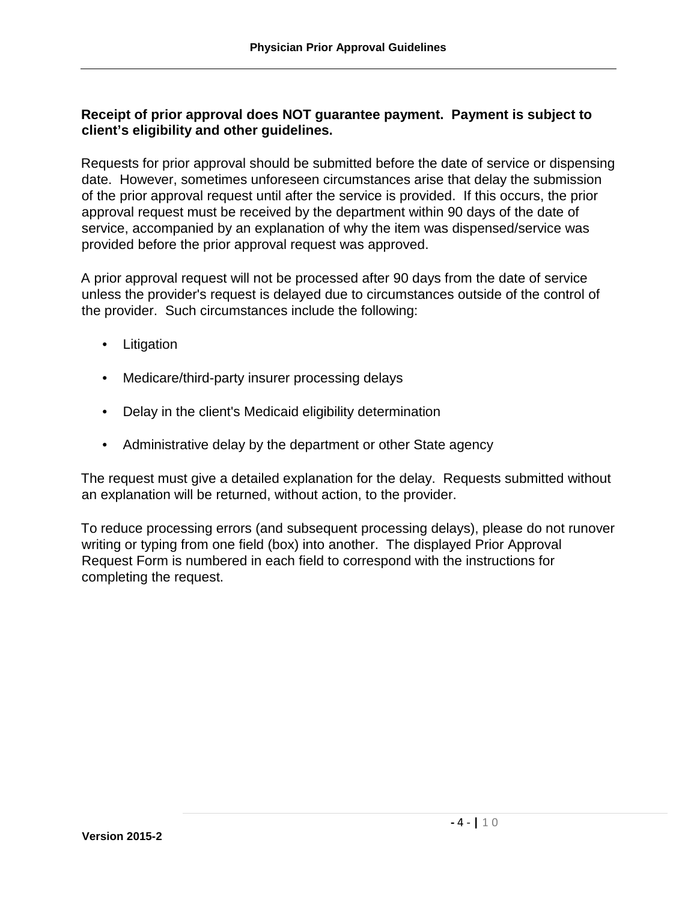**Receipt of prior approval does NOT guarantee payment. Payment is subject to client's eligibility and other guidelines.**

Requests for prior approval should be submitted before the date of service or dispensing date. However, sometimes unforeseen circumstances arise that delay the submission of the prior approval request until after the service is provided. If this occurs, the prior approval request must be received by the department within 90 days of the date of service, accompanied by an explanation of why the item was dispensed/service was provided before the prior approval request was approved.

A prior approval request will not be processed after 90 days from the date of service unless the provider's request is delayed due to circumstances outside of the control of the provider. Such circumstances include the following:

- Litigation
- Medicare/third-party insurer processing delays
- Delay in the client's Medicaid eligibility determination
- Administrative delay by the department or other State agency

The request must give a detailed explanation for the delay. Requests submitted without an explanation will be returned, without action, to the provider.

To reduce processing errors (and subsequent processing delays), please do not runover writing or typing from one field (box) into another. The displayed Prior Approval Request Form is numbered in each field to correspond with the instructions for completing the request.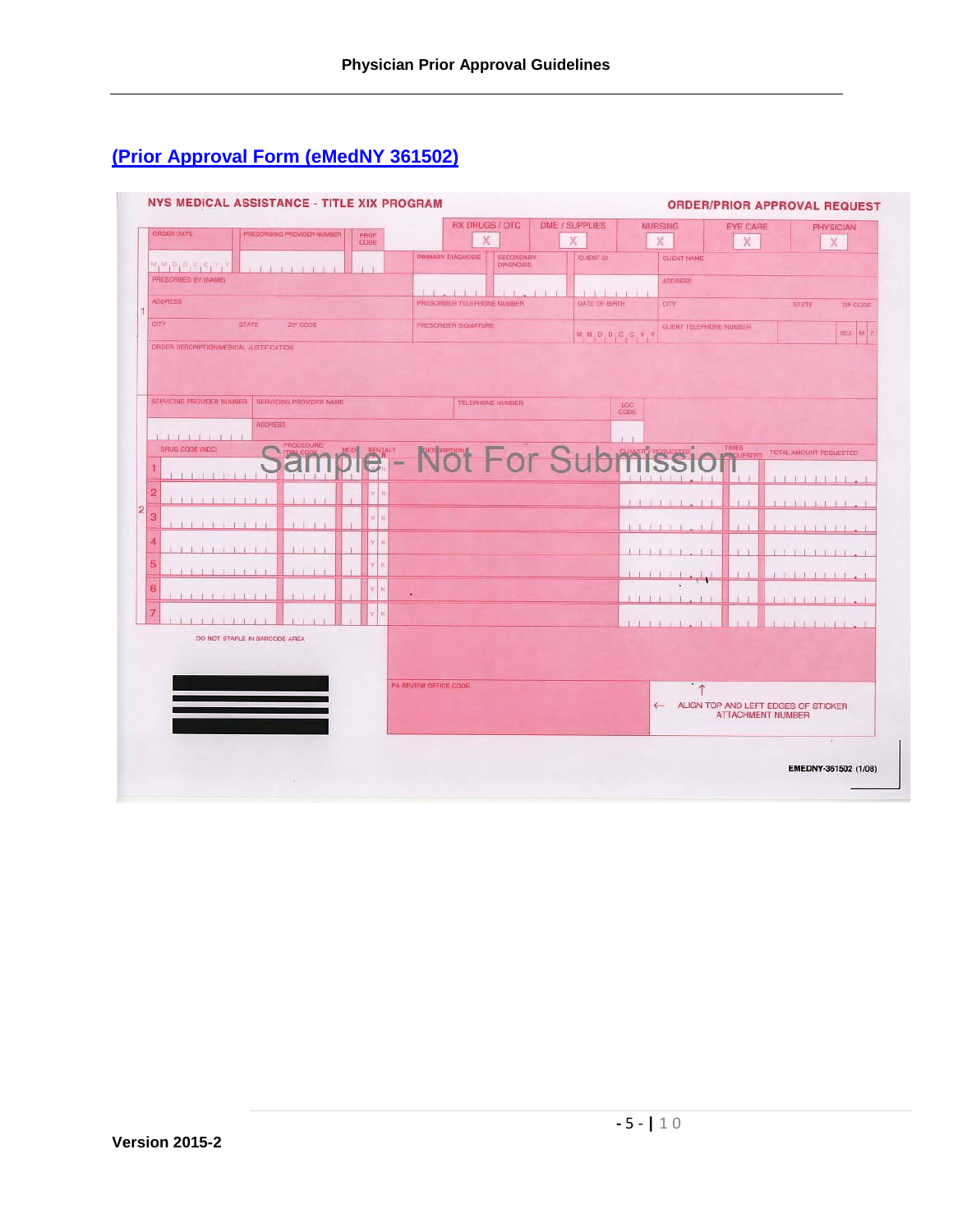## (Prior Approval Form (eMedNY 361502))

NYS MEDICAL ASSISTANCE - TITLE XIX PROGRAM

ORDER/PRIOR APPROVAL REQUEST

| RX DRUGS / OTC | DME / SUPPLIES | NURSING | EYE CARE | PHYSICIAN |
|---|---|---|---|---|
| X | X | X | X | X |

ORDER DATE (M M D D C C Y Y) | PRESCRIBING PROVIDER NUMBER | PROF CODE | PRIMARY DIAGNOSIS | SECONDARY DIAGNOSIS | CLIENT ID | CLIENT NAME

PRESCRIBED BY (NAME) | ADDRESS

ADDRESS | PRESCRIBER TELEPHONE NUMBER | DATE OF BIRTH (M M D D C C Y Y) | CITY | STATE | ZIP CODE

CITY | STATE | ZIP CODE | PRESCRIBER SIGNATURE | CLIENT TELEPHONE NUMBER | SEX M F

ORDER DESCRIPTION/MEDICAL JUSTIFICATION

SERVICING PROVIDER NUMBER | SERVICING PROVIDER NAME | TELEPHONE NUMBER | LOC CODE

ADDRESS

| | DRUG CODE (NDC) | PROCEDURE/ITEM CODE | MOD | RENTAL? | DESCRIPTION | QUANTITY REQUESTED | TIMES REQUESTED | TOTAL AMOUNT REQUESTED |
|---|---|---|---|---|---|---|---|---|
| 1 | | | | Y N | | | | |
| 2 | | | | Y N | | | | |
| 3 | | | | Y N | | | | |
| 4 | | | | Y N | | | | |
| 5 | | | | Y N | | | | |
| 6 | | | | Y N | | | | |
| 7 | | | | Y N | | | | |

Sample - Not For Submission

DO NOT STAPLE IN BARCODE AREA

PA REVIEW OFFICE CODE

ALIGN TOP AND LEFT EDGES OF STICKER ATTACHMENT NUMBER

EMEDNY-361502 (1/08)

Version 2015-2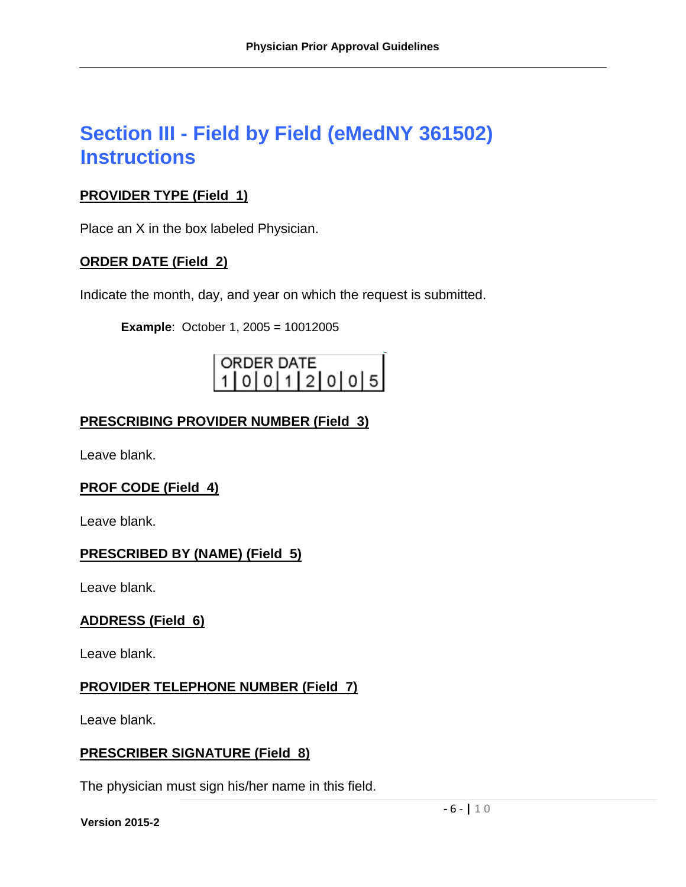# Section III - Field by Field (eMedNY 361502) Instructions

## PROVIDER TYPE (Field 1)

Place an X in the box labeled Physician.

## ORDER DATE (Field 2)

Indicate the month, day, and year on which the request is submitted.

**Example**: October 1, 2005 = 10012005

| ORDER DATE | | | | | | | |
|---|---|---|---|---|---|---|---|
| 1 | 0 | 0 | 1 | 2 | 0 | 0 | 5 |

## PRESCRIBING PROVIDER NUMBER (Field 3)

Leave blank.

## PROF CODE (Field 4)

Leave blank.

## PRESCRIBED BY (NAME) (Field 5)

Leave blank.

## ADDRESS (Field 6)

Leave blank.

## PROVIDER TELEPHONE NUMBER (Field 7)

Leave blank.

## PRESCRIBER SIGNATURE (Field 8)

The physician must sign his/her name in this field.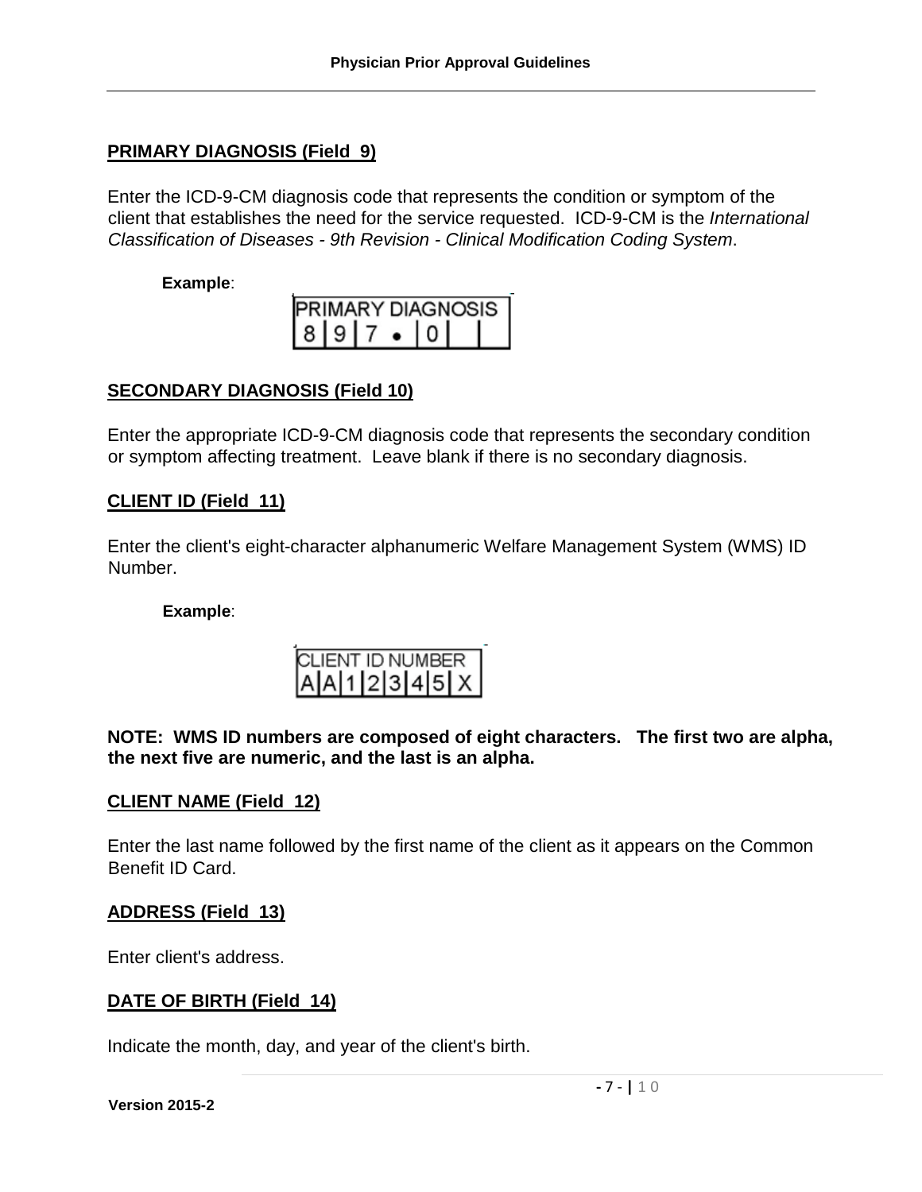## PRIMARY DIAGNOSIS (Field 9)

Enter the ICD-9-CM diagnosis code that represents the condition or symptom of the client that establishes the need for the service requested. ICD-9-CM is the *International Classification of Diseases - 9th Revision - Clinical Modification Coding System*.

**Example**:

| PRIMARY DIAGNOSIS | | | | | | |
|---|---|---|---|---|---|---|
| 8 | 9 | 7 | • | 0 | | |

## SECONDARY DIAGNOSIS (Field 10)

Enter the appropriate ICD-9-CM diagnosis code that represents the secondary condition or symptom affecting treatment. Leave blank if there is no secondary diagnosis.

## CLIENT ID (Field 11)

Enter the client's eight-character alphanumeric Welfare Management System (WMS) ID Number.

**Example**:

| CLIENT ID NUMBER | | | | | | | |
|---|---|---|---|---|---|---|---|
| A | A | 1 | 2 | 3 | 4 | 5 | X |

**NOTE: WMS ID numbers are composed of eight characters. The first two are alpha, the next five are numeric, and the last is an alpha.**

## CLIENT NAME (Field 12)

Enter the last name followed by the first name of the client as it appears on the Common Benefit ID Card.

## ADDRESS (Field 13)

Enter client's address.

## DATE OF BIRTH (Field 14)

Indicate the month, day, and year of the client's birth.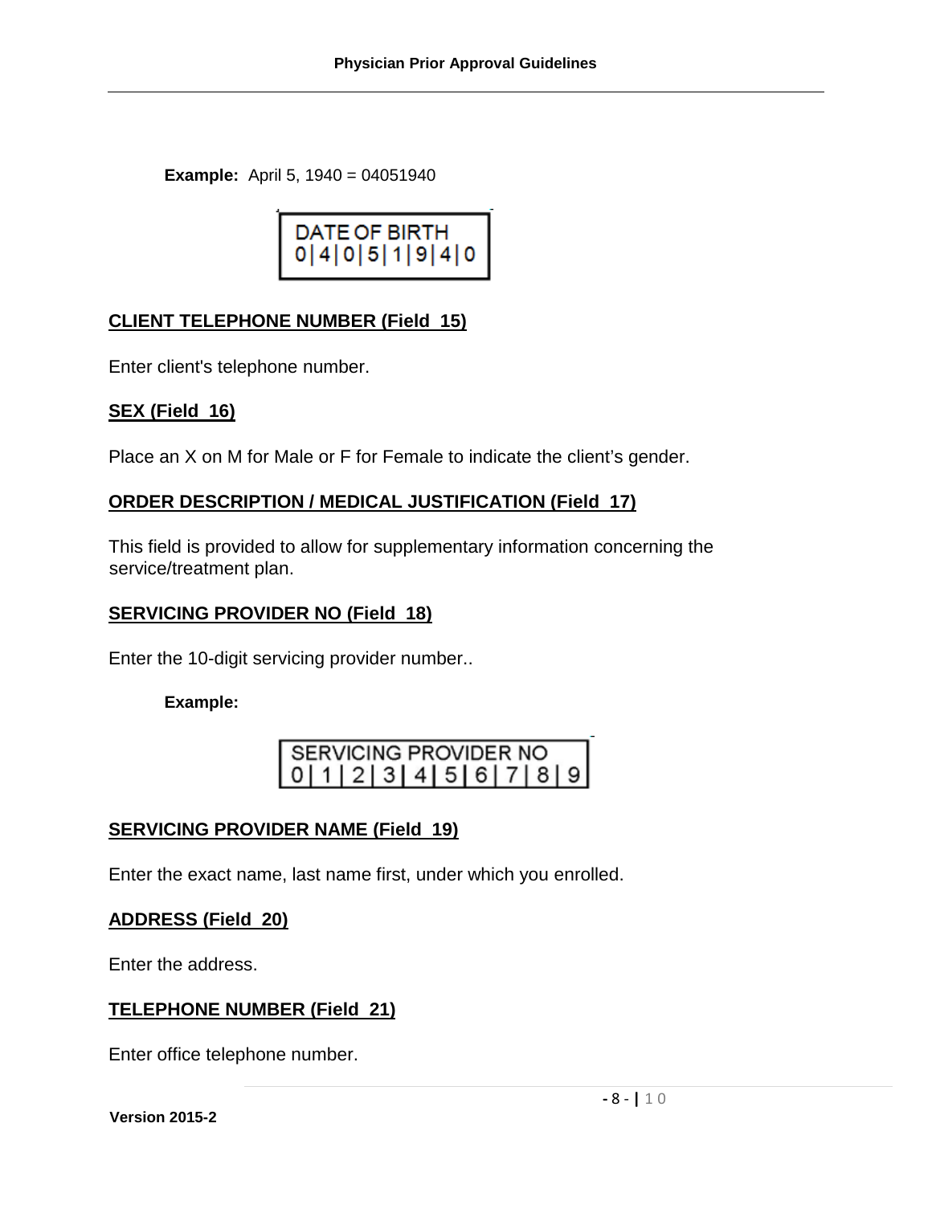**Example:** April 5, 1940 = 04051940

| DATE OF BIRTH |
| --- |
| 0\|4\|0\|5\|1\|9\|4\|0 |

## CLIENT TELEPHONE NUMBER (Field 15)

Enter client's telephone number.

## SEX (Field 16)

Place an X on M for Male or F for Female to indicate the client's gender.

## ORDER DESCRIPTION / MEDICAL JUSTIFICATION (Field 17)

This field is provided to allow for supplementary information concerning the service/treatment plan.

## SERVICING PROVIDER NO (Field 18)

Enter the 10-digit servicing provider number..

**Example:**

| SERVICING PROVIDER NO |
| --- |
| 0\|1\|2\|3\|4\|5\|6\|7\|8\|9 |

## SERVICING PROVIDER NAME (Field 19)

Enter the exact name, last name first, under which you enrolled.

## ADDRESS (Field 20)

Enter the address.

## TELEPHONE NUMBER (Field 21)

Enter office telephone number.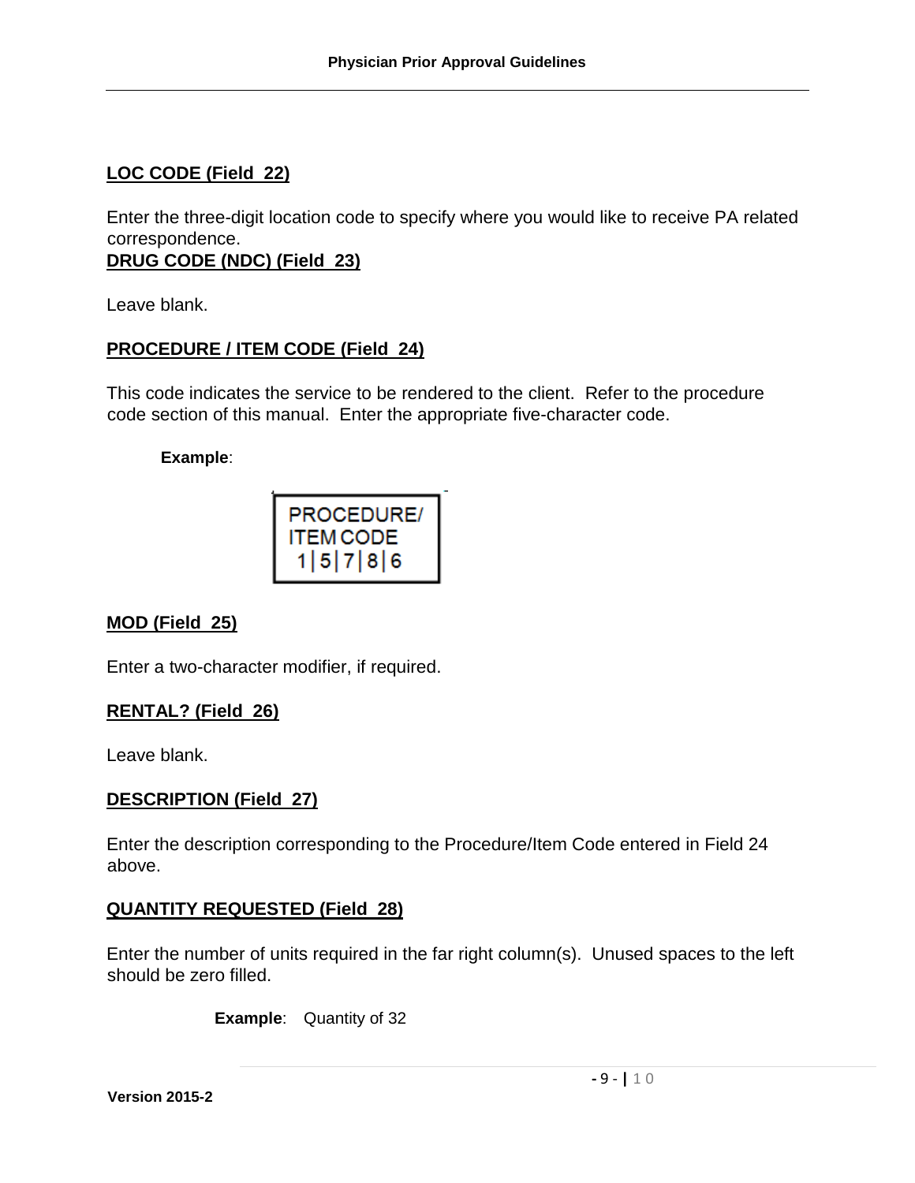**LOC CODE (Field 22)**

Enter the three-digit location code to specify where you would like to receive PA related correspondence.

**DRUG CODE (NDC) (Field 23)**

Leave blank.

**PROCEDURE / ITEM CODE (Field 24)**

This code indicates the service to be rendered to the client. Refer to the procedure code section of this manual. Enter the appropriate five-character code.

**Example**:

| PROCEDURE/ ITEM CODE |
|---|
| 1 \| 5 \| 7 \| 8 \| 6 |

**MOD (Field 25)**

Enter a two-character modifier, if required.

**RENTAL? (Field 26)**

Leave blank.

**DESCRIPTION (Field 27)**

Enter the description corresponding to the Procedure/Item Code entered in Field 24 above.

**QUANTITY REQUESTED (Field 28)**

Enter the number of units required in the far right column(s). Unused spaces to the left should be zero filled.

**Example**: Quantity of 32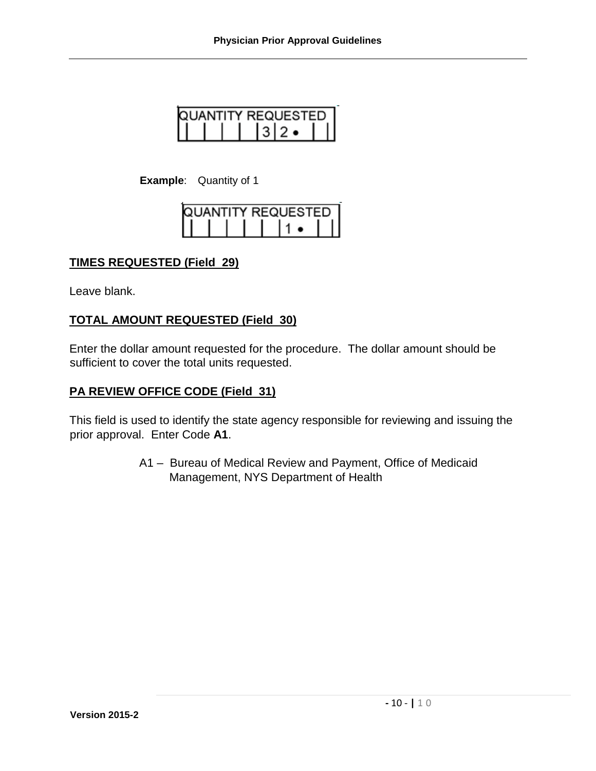QUANTITY REQUESTED

| | | | | | 3 | 2 • | | |

**Example**: Quantity of 1

QUANTITY REQUESTED

| | | | | | | 1 • | | |

**TIMES REQUESTED (Field 29)**

Leave blank.

**TOTAL AMOUNT REQUESTED (Field 30)**

Enter the dollar amount requested for the procedure. The dollar amount should be sufficient to cover the total units requested.

**PA REVIEW OFFICE CODE (Field 31)**

This field is used to identify the state agency responsible for reviewing and issuing the prior approval. Enter Code **A1**.

A1 – Bureau of Medical Review and Payment, Office of Medicaid Management, NYS Department of Health